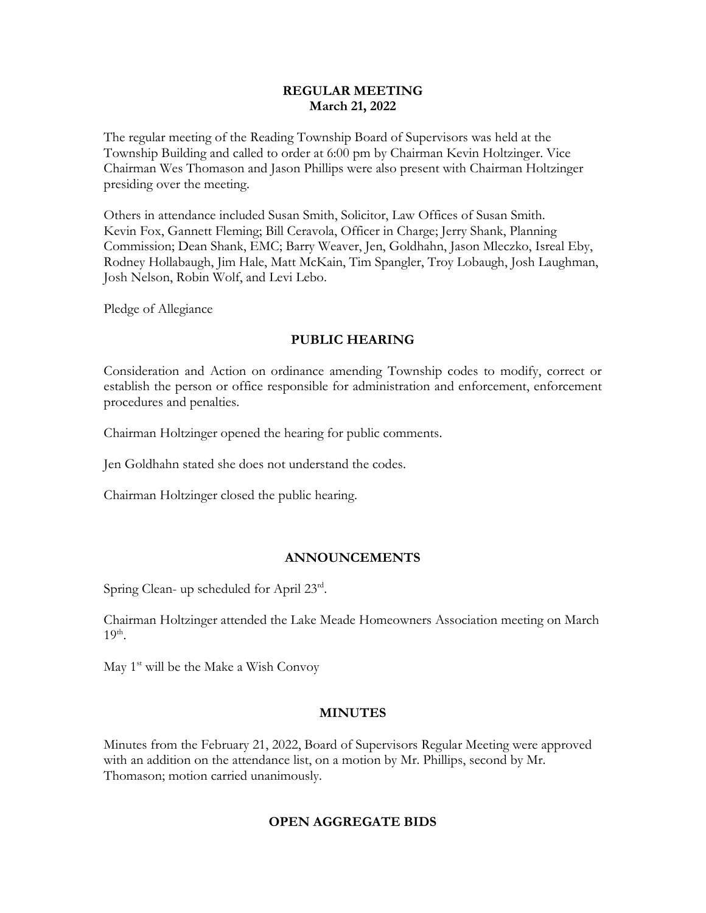**REGULAR MEETING**
**March 21, 2022**

The regular meeting of the Reading Township Board of Supervisors was held at the Township Building and called to order at 6:00 pm by Chairman Kevin Holtzinger. Vice Chairman Wes Thomason and Jason Phillips were also present with Chairman Holtzinger presiding over the meeting.

Others in attendance included Susan Smith, Solicitor, Law Offices of Susan Smith. Kevin Fox, Gannett Fleming; Bill Ceravola, Officer in Charge; Jerry Shank, Planning Commission; Dean Shank, EMC; Barry Weaver, Jen, Goldhahn, Jason Mleczko, Isreal Eby, Rodney Hollabaugh, Jim Hale, Matt McKain, Tim Spangler, Troy Lobaugh, Josh Laughman, Josh Nelson, Robin Wolf, and Levi Lebo.

Pledge of Allegiance

## PUBLIC HEARING

Consideration and Action on ordinance amending Township codes to modify, correct or establish the person or office responsible for administration and enforcement, enforcement procedures and penalties.

Chairman Holtzinger opened the hearing for public comments.

Jen Goldhahn stated she does not understand the codes.

Chairman Holtzinger closed the public hearing.

## ANNOUNCEMENTS

Spring Clean- up scheduled for April 23rd.

Chairman Holtzinger attended the Lake Meade Homeowners Association meeting on March 19th.

May 1st will be the Make a Wish Convoy

## MINUTES

Minutes from the February 21, 2022, Board of Supervisors Regular Meeting were approved with an addition on the attendance list, on a motion by Mr. Phillips, second by Mr. Thomason; motion carried unanimously.

## OPEN AGGREGATE BIDS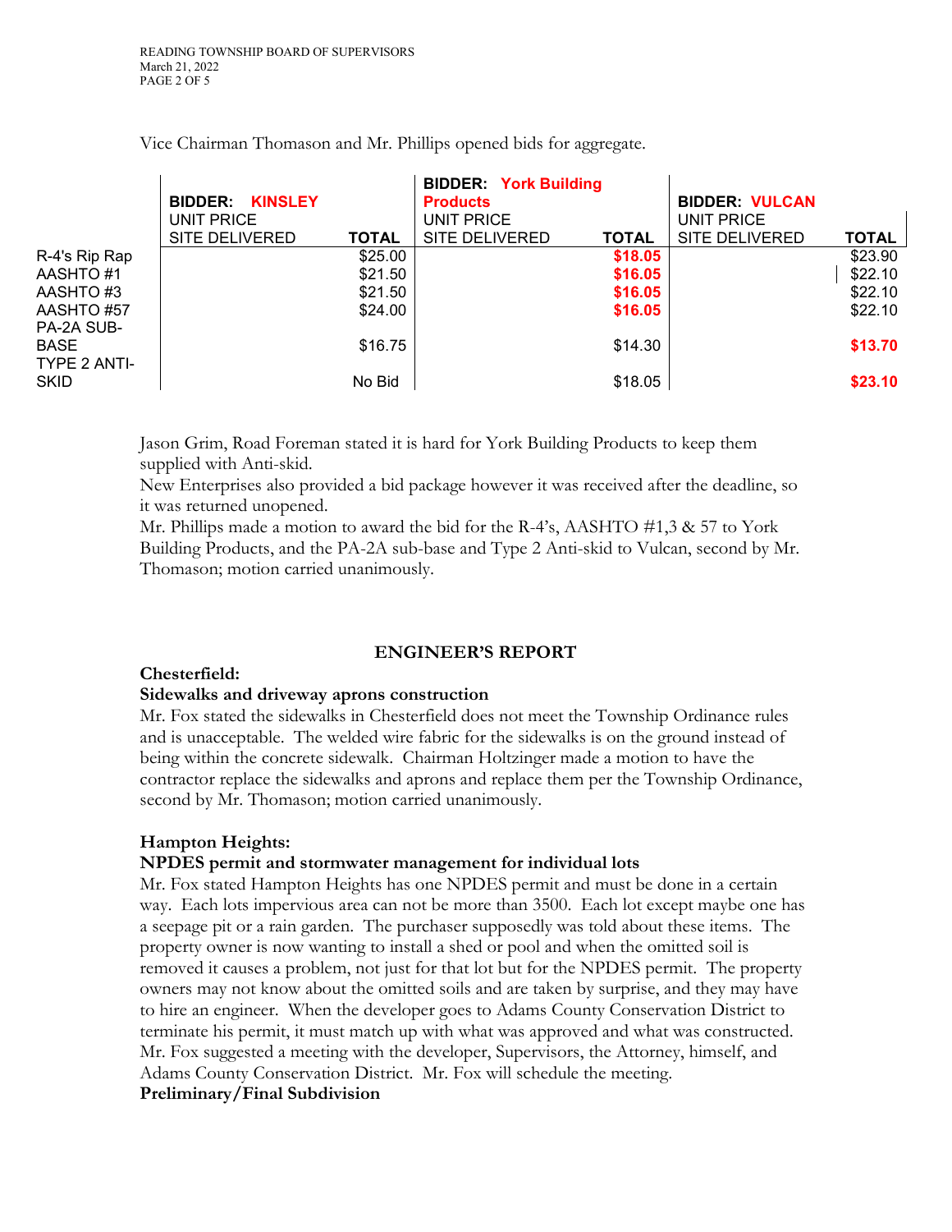Vice Chairman Thomason and Mr. Phillips opened bids for aggregate.

| | BIDDER: **KINSLEY** UNIT PRICE SITE DELIVERED | TOTAL | BIDDER: **York Building Products** UNIT PRICE SITE DELIVERED | TOTAL | BIDDER: **VULCAN** UNIT PRICE SITE DELIVERED | TOTAL |
|---|---|---|---|---|---|---|
| R-4's Rip Rap | | $25.00 | | **$18.05** | | $23.90 |
| AASHTO #1 | | $21.50 | | **$16.05** | | $22.10 |
| AASHTO #3 | | $21.50 | | **$16.05** | | $22.10 |
| AASHTO #57 | | $24.00 | | **$16.05** | | $22.10 |
| PA-2A SUB-BASE | | $16.75 | | $14.30 | | **$13.70** |
| TYPE 2 ANTI-SKID | | No Bid | | $18.05 | | **$23.10** |

Jason Grim, Road Foreman stated it is hard for York Building Products to keep them supplied with Anti-skid.
New Enterprises also provided a bid package however it was received after the deadline, so it was returned unopened.
Mr. Phillips made a motion to award the bid for the R-4's, AASHTO #1,3 & 57 to York Building Products, and the PA-2A sub-base and Type 2 Anti-skid to Vulcan, second by Mr. Thomason; motion carried unanimously.

## ENGINEER'S REPORT

**Chesterfield:**
**Sidewalks and driveway aprons construction**
Mr. Fox stated the sidewalks in Chesterfield does not meet the Township Ordinance rules and is unacceptable. The welded wire fabric for the sidewalks is on the ground instead of being within the concrete sidewalk. Chairman Holtzinger made a motion to have the contractor replace the sidewalks and aprons and replace them per the Township Ordinance, second by Mr. Thomason; motion carried unanimously.

**Hampton Heights:**
**NPDES permit and stormwater management for individual lots**
Mr. Fox stated Hampton Heights has one NPDES permit and must be done in a certain way. Each lots impervious area can not be more than 3500. Each lot except maybe one has a seepage pit or a rain garden. The purchaser supposedly was told about these items. The property owner is now wanting to install a shed or pool and when the omitted soil is removed it causes a problem, not just for that lot but for the NPDES permit. The property owners may not know about the omitted soils and are taken by surprise, and they may have to hire an engineer. When the developer goes to Adams County Conservation District to terminate his permit, it must match up with what was approved and what was constructed. Mr. Fox suggested a meeting with the developer, Supervisors, the Attorney, himself, and Adams County Conservation District. Mr. Fox will schedule the meeting.
**Preliminary/Final Subdivision**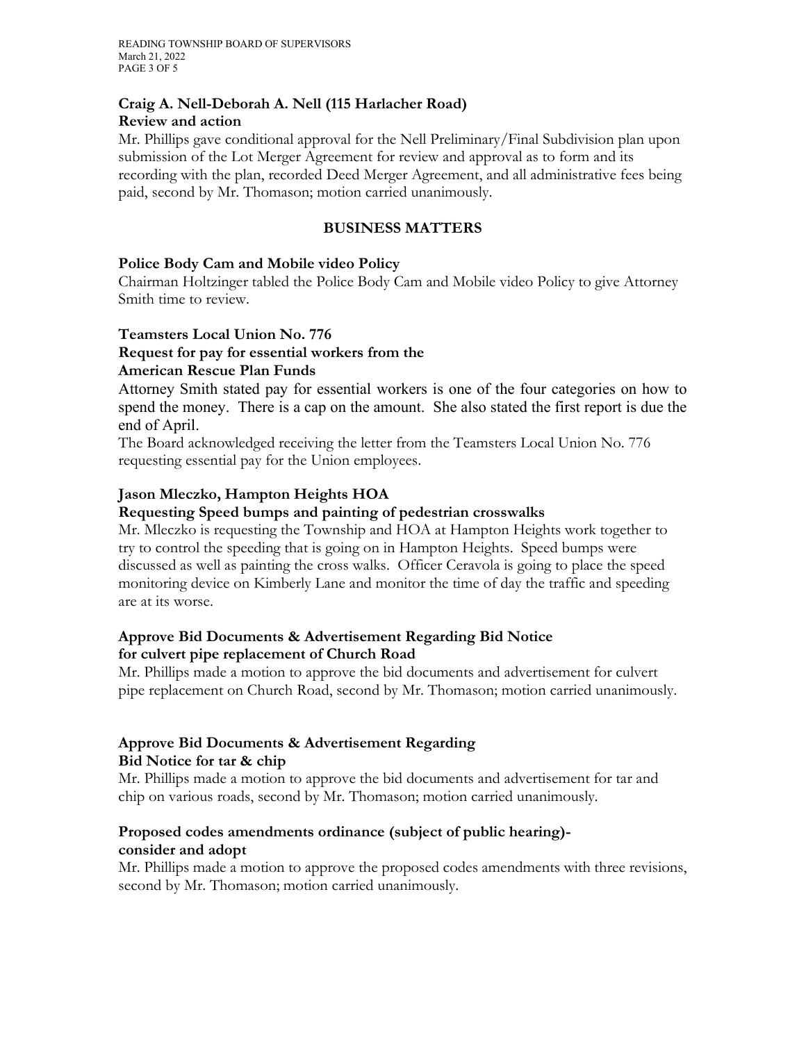**Craig A. Nell-Deborah A. Nell (115 Harlacher Road)**
**Review and action**

Mr. Phillips gave conditional approval for the Nell Preliminary/Final Subdivision plan upon submission of the Lot Merger Agreement for review and approval as to form and its recording with the plan, recorded Deed Merger Agreement, and all administrative fees being paid, second by Mr. Thomason; motion carried unanimously.

## BUSINESS MATTERS

**Police Body Cam and Mobile video Policy**

Chairman Holtzinger tabled the Police Body Cam and Mobile video Policy to give Attorney Smith time to review.

**Teamsters Local Union No. 776**
**Request for pay for essential workers from the**
**American Rescue Plan Funds**

Attorney Smith stated pay for essential workers is one of the four categories on how to spend the money. There is a cap on the amount. She also stated the first report is due the end of April.

The Board acknowledged receiving the letter from the Teamsters Local Union No. 776 requesting essential pay for the Union employees.

**Jason Mleczko, Hampton Heights HOA**
**Requesting Speed bumps and painting of pedestrian crosswalks**

Mr. Mleczko is requesting the Township and HOA at Hampton Heights work together to try to control the speeding that is going on in Hampton Heights. Speed bumps were discussed as well as painting the cross walks. Officer Ceravola is going to place the speed monitoring device on Kimberly Lane and monitor the time of day the traffic and speeding are at its worse.

**Approve Bid Documents & Advertisement Regarding Bid Notice**
**for culvert pipe replacement of Church Road**

Mr. Phillips made a motion to approve the bid documents and advertisement for culvert pipe replacement on Church Road, second by Mr. Thomason; motion carried unanimously.

**Approve Bid Documents & Advertisement Regarding**
**Bid Notice for tar & chip**

Mr. Phillips made a motion to approve the bid documents and advertisement for tar and chip on various roads, second by Mr. Thomason; motion carried unanimously.

**Proposed codes amendments ordinance (subject of public hearing)-**
**consider and adopt**

Mr. Phillips made a motion to approve the proposed codes amendments with three revisions, second by Mr. Thomason; motion carried unanimously.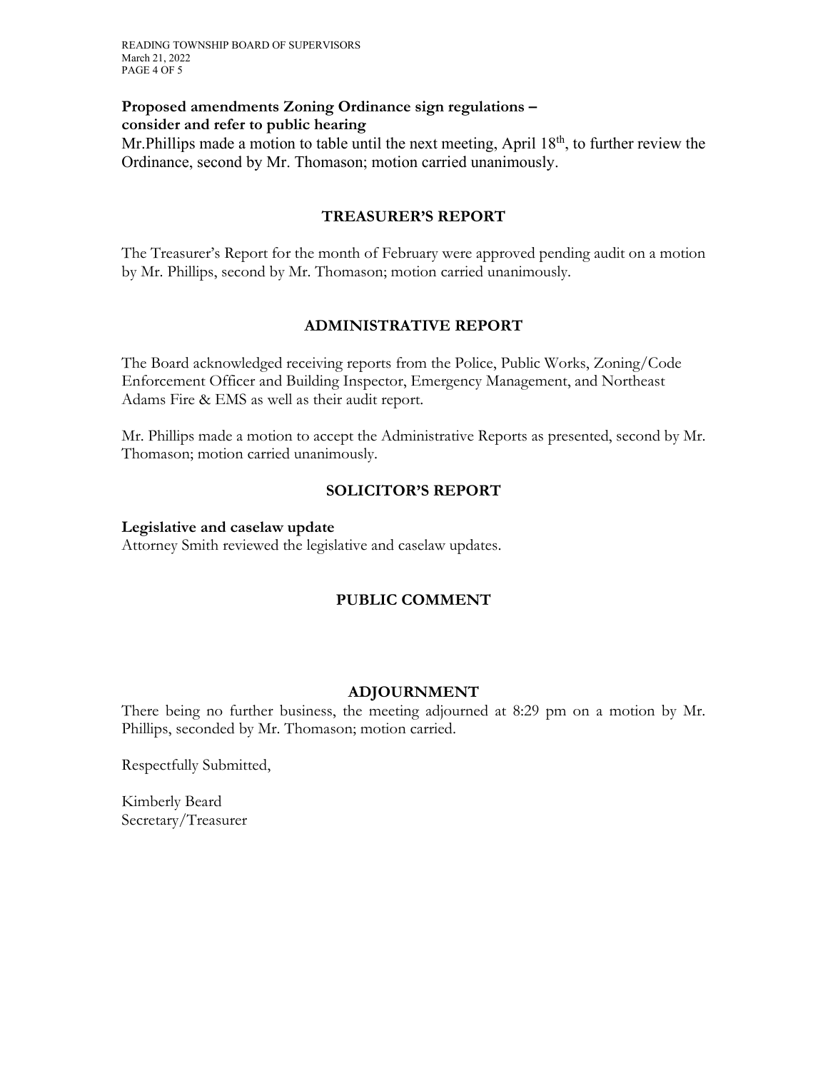**Proposed amendments Zoning Ordinance sign regulations – consider and refer to public hearing**

Mr.Phillips made a motion to table until the next meeting, April 18th, to further review the Ordinance, second by Mr. Thomason; motion carried unanimously.

## TREASURER'S REPORT

The Treasurer's Report for the month of February were approved pending audit on a motion by Mr. Phillips, second by Mr. Thomason; motion carried unanimously.

## ADMINISTRATIVE REPORT

The Board acknowledged receiving reports from the Police, Public Works, Zoning/Code Enforcement Officer and Building Inspector, Emergency Management, and Northeast Adams Fire & EMS as well as their audit report.

Mr. Phillips made a motion to accept the Administrative Reports as presented, second by Mr. Thomason; motion carried unanimously.

## SOLICITOR'S REPORT

**Legislative and caselaw update**

Attorney Smith reviewed the legislative and caselaw updates.

## PUBLIC COMMENT

## ADJOURNMENT

There being no further business, the meeting adjourned at 8:29 pm on a motion by Mr. Phillips, seconded by Mr. Thomason; motion carried.

Respectfully Submitted,

Kimberly Beard
Secretary/Treasurer